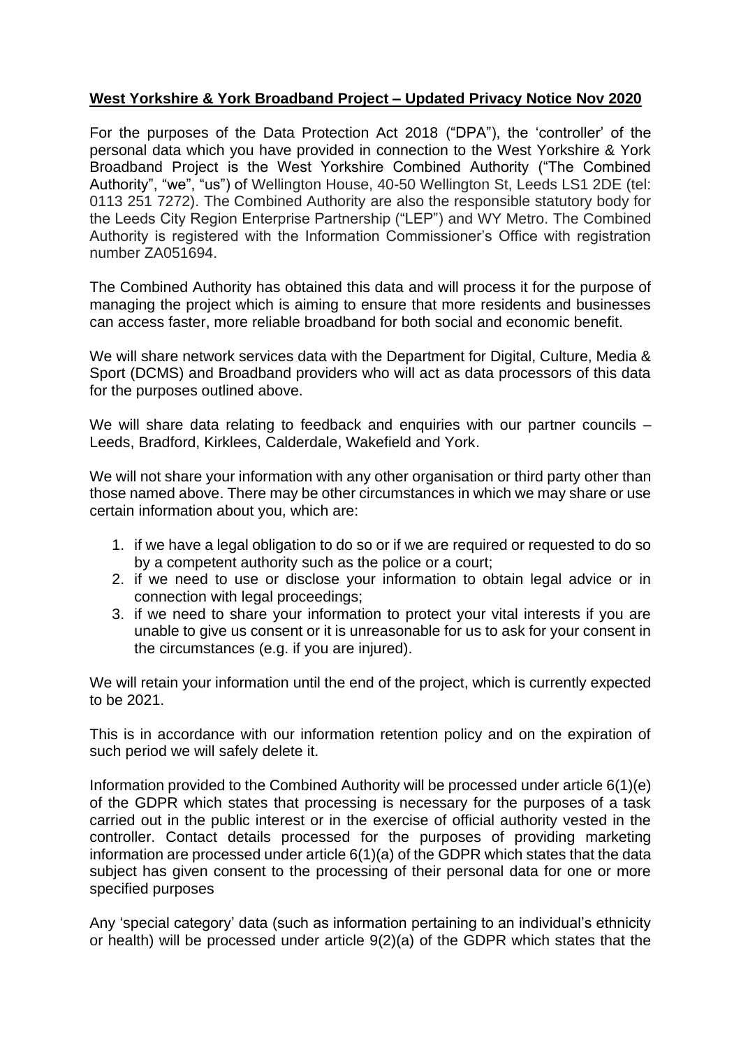**West Yorkshire & York Broadband Project – Updated Privacy Notice Nov 2020**

For the purposes of the Data Protection Act 2018 ("DPA"), the 'controller' of the personal data which you have provided in connection to the West Yorkshire & York Broadband Project is the West Yorkshire Combined Authority ("The Combined Authority", "we", "us") of Wellington House, 40-50 Wellington St, Leeds LS1 2DE (tel: 0113 251 7272). The Combined Authority are also the responsible statutory body for the Leeds City Region Enterprise Partnership ("LEP") and WY Metro. The Combined Authority is registered with the Information Commissioner's Office with registration number ZA051694.

The Combined Authority has obtained this data and will process it for the purpose of managing the project which is aiming to ensure that more residents and businesses can access faster, more reliable broadband for both social and economic benefit.

We will share network services data with the Department for Digital, Culture, Media & Sport (DCMS) and Broadband providers who will act as data processors of this data for the purposes outlined above.

We will share data relating to feedback and enquiries with our partner councils – Leeds, Bradford, Kirklees, Calderdale, Wakefield and York.

We will not share your information with any other organisation or third party other than those named above. There may be other circumstances in which we may share or use certain information about you, which are:

1. if we have a legal obligation to do so or if we are required or requested to do so by a competent authority such as the police or a court;
2. if we need to use or disclose your information to obtain legal advice or in connection with legal proceedings;
3. if we need to share your information to protect your vital interests if you are unable to give us consent or it is unreasonable for us to ask for your consent in the circumstances (e.g. if you are injured).

We will retain your information until the end of the project, which is currently expected to be 2021.

This is in accordance with our information retention policy and on the expiration of such period we will safely delete it.

Information provided to the Combined Authority will be processed under article 6(1)(e) of the GDPR which states that processing is necessary for the purposes of a task carried out in the public interest or in the exercise of official authority vested in the controller. Contact details processed for the purposes of providing marketing information are processed under article 6(1)(a) of the GDPR which states that the data subject has given consent to the processing of their personal data for one or more specified purposes

Any 'special category' data (such as information pertaining to an individual's ethnicity or health) will be processed under article 9(2)(a) of the GDPR which states that the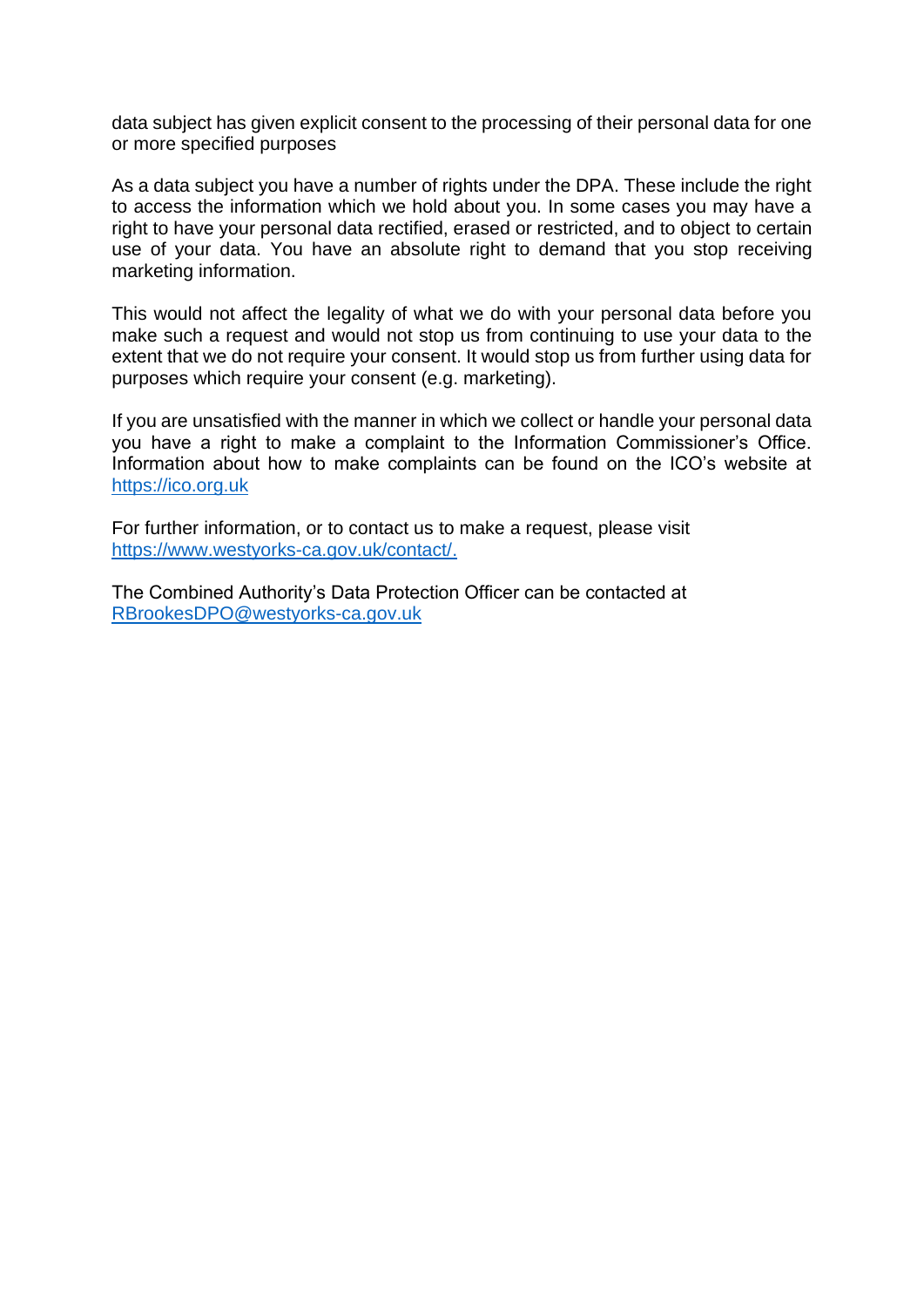data subject has given explicit consent to the processing of their personal data for one or more specified purposes

As a data subject you have a number of rights under the DPA. These include the right to access the information which we hold about you. In some cases you may have a right to have your personal data rectified, erased or restricted, and to object to certain use of your data. You have an absolute right to demand that you stop receiving marketing information.

This would not affect the legality of what we do with your personal data before you make such a request and would not stop us from continuing to use your data to the extent that we do not require your consent. It would stop us from further using data for purposes which require your consent (e.g. marketing).

If you are unsatisfied with the manner in which we collect or handle your personal data you have a right to make a complaint to the Information Commissioner's Office. Information about how to make complaints can be found on the ICO's website at [https://ico.org.uk](https://ico.org.uk)

For further information, or to contact us to make a request, please visit [https://www.westyorks-ca.gov.uk/contact/.](https://www.westyorks-ca.gov.uk/contact/)

The Combined Authority's Data Protection Officer can be contacted at [RBrookesDPO@westyorks-ca.gov.uk](mailto:RBrookesDPO@westyorks-ca.gov.uk)